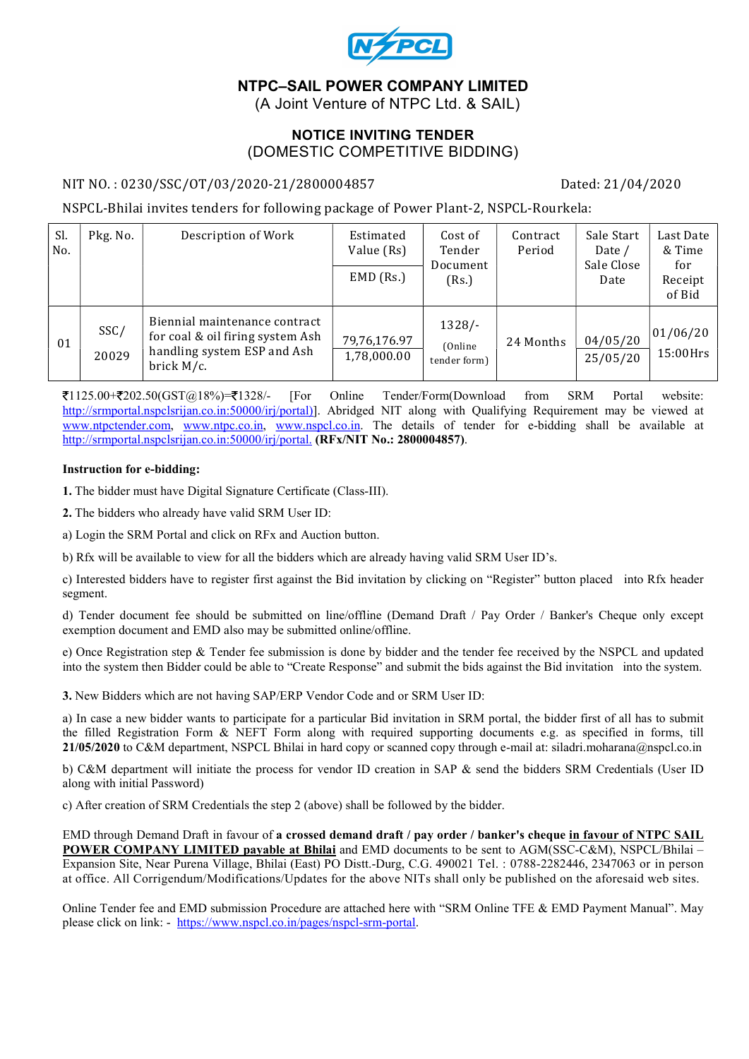# NTPC–SAIL POWER COMPANY LIMITED

(A Joint Venture of NTPC Ltd. & SAIL)

## NOTICE INVITING TENDER

(DOMESTIC COMPETITIVE BIDDING)

NIT NO. : 0230/SSC/OT/03/2020-21/2800004857 Dated: 21/04/2020

NSPCL-Bhilai invites tenders for following package of Power Plant-2, NSPCL-Rourkela:

| Sl. No. | Pkg. No. | Description of Work | Estimated Value (Rs) / EMD (Rs.) | Cost of Tender Document (Rs.) | Contract Period | Sale Start Date / Sale Close Date | Last Date & Time for Receipt of Bid |
|---|---|---|---|---|---|---|---|
| 01 | SSC/ 20029 | Biennial maintenance contract for coal & oil firing system Ash handling system ESP and Ash brick M/c. | 79,76,176.97 / 1,78,000.00 | 1328/- (Online tender form) | 24 Months | 04/05/20 / 25/05/20 | 01/06/20 15:00Hrs |

₹1125.00+₹202.50(GST@18%)=₹1328/- [For Online Tender/Form(Download from SRM Portal website: http://srmportal.nspclsrijan.co.in:50000/irj/portal)]. Abridged NIT along with Qualifying Requirement may be viewed at www.ntpctender.com, www.ntpc.co.in, www.nspcl.co.in. The details of tender for e-bidding shall be available at http://srmportal.nspclsrijan.co.in:50000/irj/portal. **(RFx/NIT No.: 2800004857)**.

**Instruction for e-bidding:**

**1.** The bidder must have Digital Signature Certificate (Class-III).

**2.** The bidders who already have valid SRM User ID:

a) Login the SRM Portal and click on RFx and Auction button.

b) Rfx will be available to view for all the bidders which are already having valid SRM User ID's.

c) Interested bidders have to register first against the Bid invitation by clicking on "Register" button placed into Rfx header segment.

d) Tender document fee should be submitted on line/offline (Demand Draft / Pay Order / Banker's Cheque only except exemption document and EMD also may be submitted online/offline.

e) Once Registration step & Tender fee submission is done by bidder and the tender fee received by the NSPCL and updated into the system then Bidder could be able to "Create Response" and submit the bids against the Bid invitation into the system.

**3.** New Bidders which are not having SAP/ERP Vendor Code and or SRM User ID:

a) In case a new bidder wants to participate for a particular Bid invitation in SRM portal, the bidder first of all has to submit the filled Registration Form & NEFT Form along with required supporting documents e.g. as specified in forms, till **21/05/2020** to C&M department, NSPCL Bhilai in hard copy or scanned copy through e-mail at: siladri.moharana@nspcl.co.in

b) C&M department will initiate the process for vendor ID creation in SAP & send the bidders SRM Credentials (User ID along with initial Password)

c) After creation of SRM Credentials the step 2 (above) shall be followed by the bidder.

EMD through Demand Draft in favour of **a crossed demand draft / pay order / banker's cheque** **in favour of NTPC SAIL POWER COMPANY LIMITED payable at Bhilai** and EMD documents to be sent to AGM(SSC-C&M), NSPCL/Bhilai – Expansion Site, Near Purena Village, Bhilai (East) PO Distt.-Durg, C.G. 490021 Tel. : 0788-2282446, 2347063 or in person at office. All Corrigendum/Modifications/Updates for the above NITs shall only be published on the aforesaid web sites.

Online Tender fee and EMD submission Procedure are attached here with "SRM Online TFE & EMD Payment Manual". May please click on link: - https://www.nspcl.co.in/pages/nspcl-srm-portal.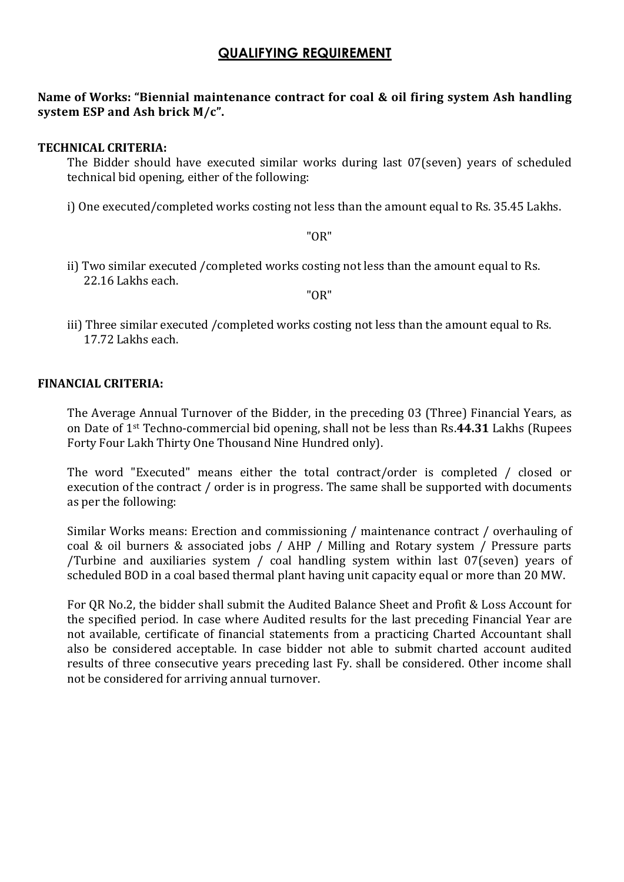## QUALIFYING REQUIREMENT

**Name of Works: "Biennial maintenance contract for coal & oil firing system Ash handling system ESP and Ash brick M/c".**

**TECHNICAL CRITERIA:**

The Bidder should have executed similar works during last 07(seven) years of scheduled technical bid opening, either of the following:

i) One executed/completed works costing not less than the amount equal to Rs. 35.45 Lakhs.

"OR"

ii) Two similar executed /completed works costing not less than the amount equal to Rs. 22.16 Lakhs each.

"OR"

iii) Three similar executed /completed works costing not less than the amount equal to Rs. 17.72 Lakhs each.

**FINANCIAL CRITERIA:**

The Average Annual Turnover of the Bidder, in the preceding 03 (Three) Financial Years, as on Date of 1st Techno-commercial bid opening, shall not be less than Rs.**44.31** Lakhs (Rupees Forty Four Lakh Thirty One Thousand Nine Hundred only).

The word "Executed" means either the total contract/order is completed / closed or execution of the contract / order is in progress. The same shall be supported with documents as per the following:

Similar Works means: Erection and commissioning / maintenance contract / overhauling of coal & oil burners & associated jobs / AHP / Milling and Rotary system / Pressure parts /Turbine and auxiliaries system / coal handling system within last 07(seven) years of scheduled BOD in a coal based thermal plant having unit capacity equal or more than 20 MW.

For QR No.2, the bidder shall submit the Audited Balance Sheet and Profit & Loss Account for the specified period. In case where Audited results for the last preceding Financial Year are not available, certificate of financial statements from a practicing Charted Accountant shall also be considered acceptable. In case bidder not able to submit charted account audited results of three consecutive years preceding last Fy. shall be considered. Other income shall not be considered for arriving annual turnover.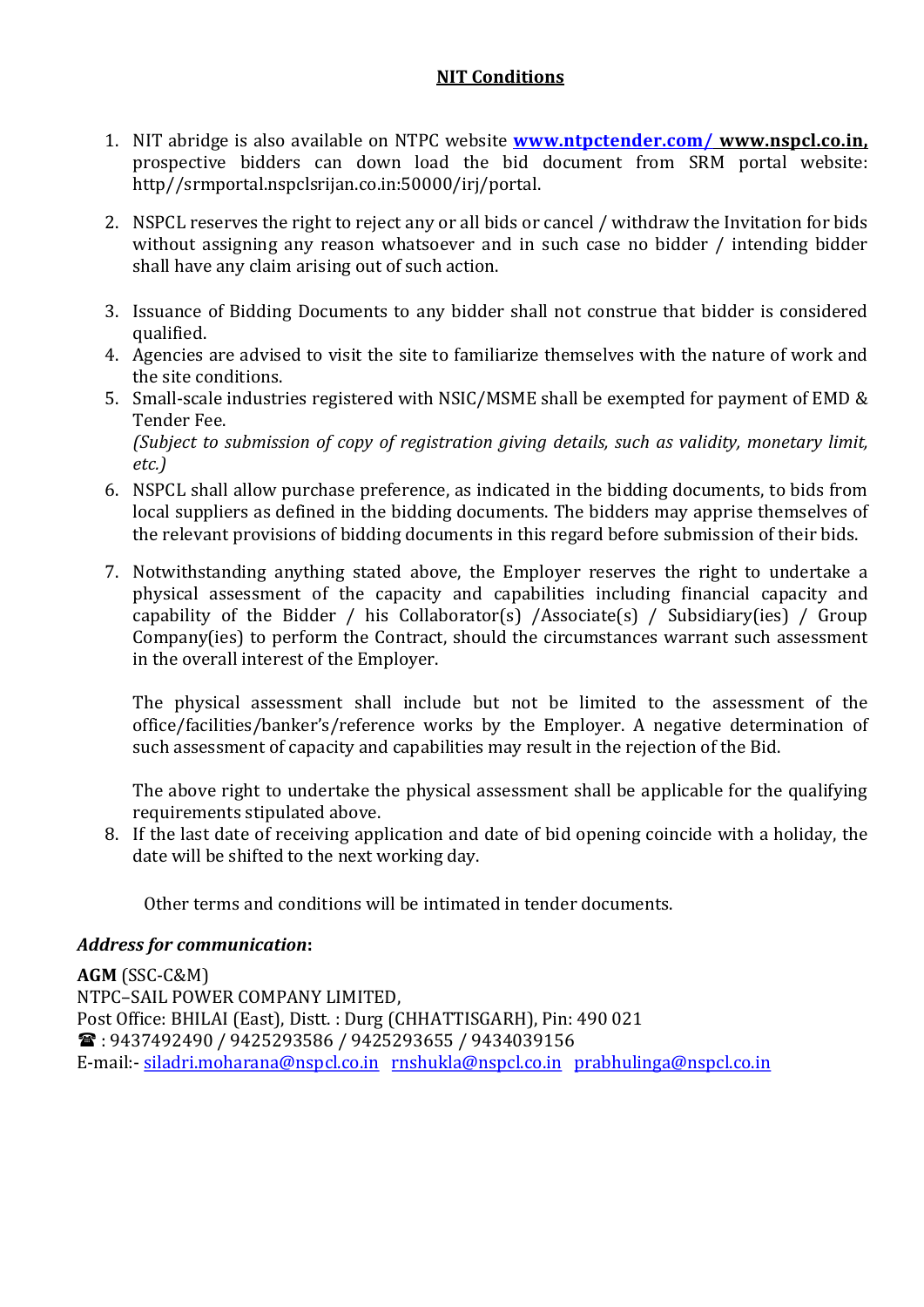## NIT Conditions

1. NIT abridge is also available on NTPC website **www.ntpctender.com/ www.nspcl.co.in,** prospective bidders can down load the bid document from SRM portal website: http//srmportal.nspclsrijan.co.in:50000/irj/portal.

2. NSPCL reserves the right to reject any or all bids or cancel / withdraw the Invitation for bids without assigning any reason whatsoever and in such case no bidder / intending bidder shall have any claim arising out of such action.

3. Issuance of Bidding Documents to any bidder shall not construe that bidder is considered qualified.
4. Agencies are advised to visit the site to familiarize themselves with the nature of work and the site conditions.
5. Small-scale industries registered with NSIC/MSME shall be exempted for payment of EMD & Tender Fee.
   *(Subject to submission of copy of registration giving details, such as validity, monetary limit, etc.)*
6. NSPCL shall allow purchase preference, as indicated in the bidding documents, to bids from local suppliers as defined in the bidding documents. The bidders may apprise themselves of the relevant provisions of bidding documents in this regard before submission of their bids.

7. Notwithstanding anything stated above, the Employer reserves the right to undertake a physical assessment of the capacity and capabilities including financial capacity and capability of the Bidder / his Collaborator(s) /Associate(s) / Subsidiary(ies) / Group Company(ies) to perform the Contract, should the circumstances warrant such assessment in the overall interest of the Employer.

   The physical assessment shall include but not be limited to the assessment of the office/facilities/banker's/reference works by the Employer. A negative determination of such assessment of capacity and capabilities may result in the rejection of the Bid.

   The above right to undertake the physical assessment shall be applicable for the qualifying requirements stipulated above.
8. If the last date of receiving application and date of bid opening coincide with a holiday, the date will be shifted to the next working day.

Other terms and conditions will be intimated in tender documents.

***Address for communication*:**

**AGM** (SSC-C&M)
NTPC–SAIL POWER COMPANY LIMITED,
Post Office: BHILAI (East), Distt. : Durg (CHHATTISGARH), Pin: 490 021
☎ : 9437492490 / 9425293586 / 9425293655 / 9434039156
E-mail:- siladri.moharana@nspcl.co.in rnshukla@nspcl.co.in prabhulinga@nspcl.co.in